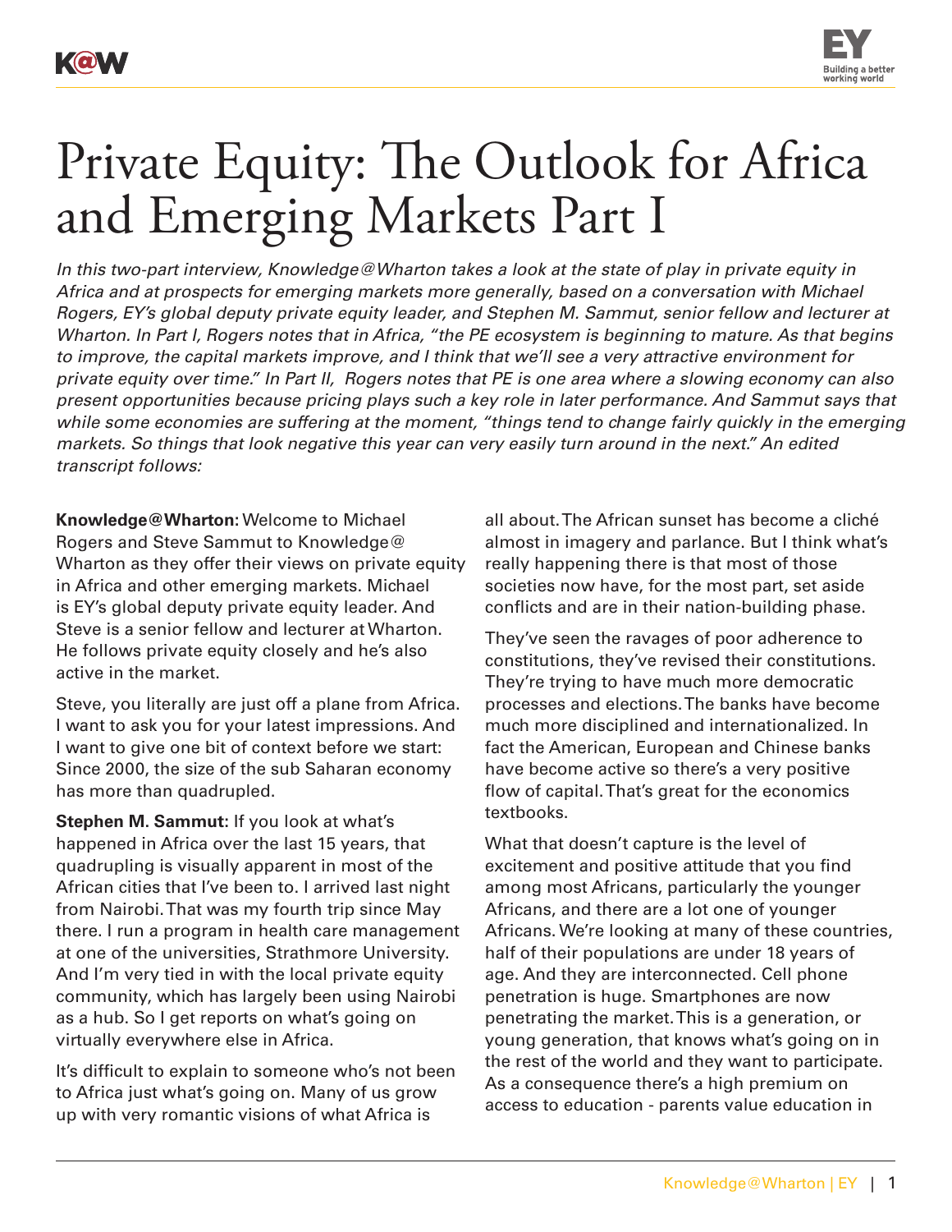# Private Equity: The Outlook for Africa and Emerging Markets Part I

*In this two-part interview, Knowledge@Wharton takes a look at the state of play in private equity in Africa and at prospects for emerging markets more generally, based on a conversation with Michael Rogers, EY's global deputy private equity leader, and Stephen M. Sammut, senior fellow and lecturer at Wharton. In Part I, Rogers notes that in Africa, "the PE ecosystem is beginning to mature. As that begins to improve, the capital markets improve, and I think that we'll see a very attractive environment for private equity over time." In Part II, Rogers notes that PE is one area where a slowing economy can also present opportunities because pricing plays such a key role in later performance. And Sammut says that while some economies are suffering at the moment, "things tend to change fairly quickly in the emerging markets. So things that look negative this year can very easily turn around in the next." An edited transcript follows:*

**Knowledge@Wharton:** Welcome to Michael Rogers and Steve Sammut to Knowledge@ Wharton as they offer their views on private equity in Africa and other emerging markets. Michael is EY's global deputy private equity leader. And Steve is a senior fellow and lecturer at Wharton. He follows private equity closely and he's also active in the market.

Steve, you literally are just off a plane from Africa. I want to ask you for your latest impressions. And I want to give one bit of context before we start: Since 2000, the size of the sub Saharan economy has more than quadrupled.

**Stephen M. Sammut:** If you look at what's happened in Africa over the last 15 years, that quadrupling is visually apparent in most of the African cities that I've been to. I arrived last night from Nairobi. That was my fourth trip since May there. I run a program in health care management at one of the universities, Strathmore University. And I'm very tied in with the local private equity community, which has largely been using Nairobi as a hub. So I get reports on what's going on virtually everywhere else in Africa.

It's difficult to explain to someone who's not been to Africa just what's going on. Many of us grow up with very romantic visions of what Africa is all about. The African sunset has become a cliché almost in imagery and parlance. But I think what's really happening there is that most of those societies now have, for the most part, set aside conflicts and are in their nation-building phase.

They've seen the ravages of poor adherence to constitutions, they've revised their constitutions. They're trying to have much more democratic processes and elections. The banks have become much more disciplined and internationalized. In fact the American, European and Chinese banks have become active so there's a very positive flow of capital. That's great for the economics textbooks.

What that doesn't capture is the level of excitement and positive attitude that you find among most Africans, particularly the younger Africans, and there are a lot one of younger Africans. We're looking at many of these countries, half of their populations are under 18 years of age. And they are interconnected. Cell phone penetration is huge. Smartphones are now penetrating the market. This is a generation, or young generation, that knows what's going on in the rest of the world and they want to participate. As a consequence there's a high premium on access to education - parents value education in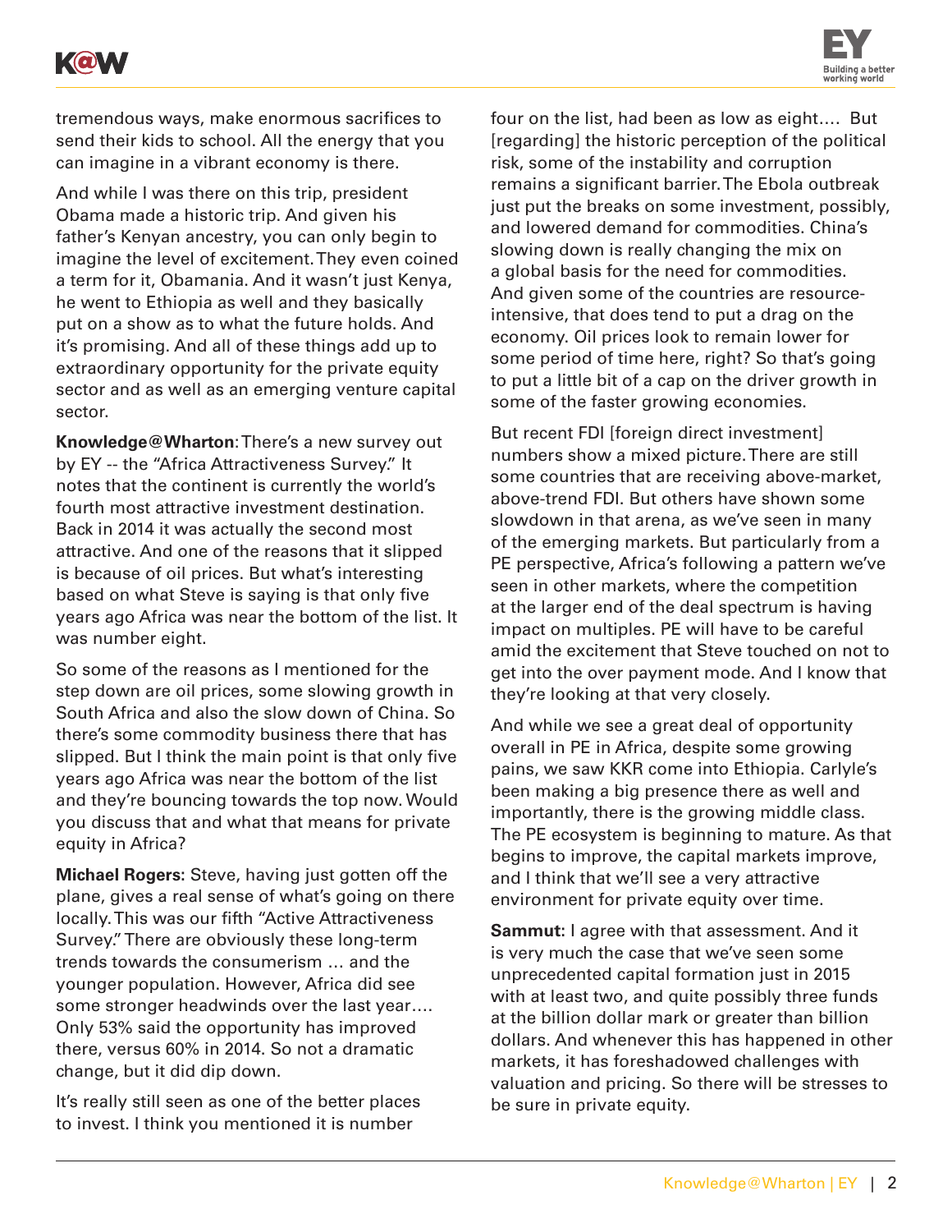tremendous ways, make enormous sacrifices to send their kids to school. All the energy that you can imagine in a vibrant economy is there.

And while I was there on this trip, president Obama made a historic trip. And given his father's Kenyan ancestry, you can only begin to imagine the level of excitement. They even coined a term for it, Obamania. And it wasn't just Kenya, he went to Ethiopia as well and they basically put on a show as to what the future holds. And it's promising. And all of these things add up to extraordinary opportunity for the private equity sector and as well as an emerging venture capital sector.

**Knowledge@Wharton**: There's a new survey out by EY -- the "Africa Attractiveness Survey." It notes that the continent is currently the world's fourth most attractive investment destination. Back in 2014 it was actually the second most attractive. And one of the reasons that it slipped is because of oil prices. But what's interesting based on what Steve is saying is that only five years ago Africa was near the bottom of the list. It was number eight.

So some of the reasons as I mentioned for the step down are oil prices, some slowing growth in South Africa and also the slow down of China. So there's some commodity business there that has slipped. But I think the main point is that only five years ago Africa was near the bottom of the list and they're bouncing towards the top now. Would you discuss that and what that means for private equity in Africa?

**Michael Rogers:** Steve, having just gotten off the plane, gives a real sense of what's going on there locally. This was our fifth "Active Attractiveness Survey." There are obviously these long-term trends towards the consumerism … and the younger population. However, Africa did see some stronger headwinds over the last year…. Only 53% said the opportunity has improved there, versus 60% in 2014. So not a dramatic change, but it did dip down.

It's really still seen as one of the better places to invest. I think you mentioned it is number four on the list, had been as low as eight…. But [regarding] the historic perception of the political risk, some of the instability and corruption remains a significant barrier. The Ebola outbreak just put the breaks on some investment, possibly, and lowered demand for commodities. China's slowing down is really changing the mix on a global basis for the need for commodities. And given some of the countries are resource-intensive, that does tend to put a drag on the economy. Oil prices look to remain lower for some period of time here, right? So that's going to put a little bit of a cap on the driver growth in some of the faster growing economies.

But recent FDI [foreign direct investment] numbers show a mixed picture. There are still some countries that are receiving above-market, above-trend FDI. But others have shown some slowdown in that arena, as we've seen in many of the emerging markets. But particularly from a PE perspective, Africa's following a pattern we've seen in other markets, where the competition at the larger end of the deal spectrum is having impact on multiples. PE will have to be careful amid the excitement that Steve touched on not to get into the over payment mode. And I know that they're looking at that very closely.

And while we see a great deal of opportunity overall in PE in Africa, despite some growing pains, we saw KKR come into Ethiopia. Carlyle's been making a big presence there as well and importantly, there is the growing middle class. The PE ecosystem is beginning to mature. As that begins to improve, the capital markets improve, and I think that we'll see a very attractive environment for private equity over time.

**Sammut**: I agree with that assessment. And it is very much the case that we've seen some unprecedented capital formation just in 2015 with at least two, and quite possibly three funds at the billion dollar mark or greater than billion dollars. And whenever this has happened in other markets, it has foreshadowed challenges with valuation and pricing. So there will be stresses to be sure in private equity.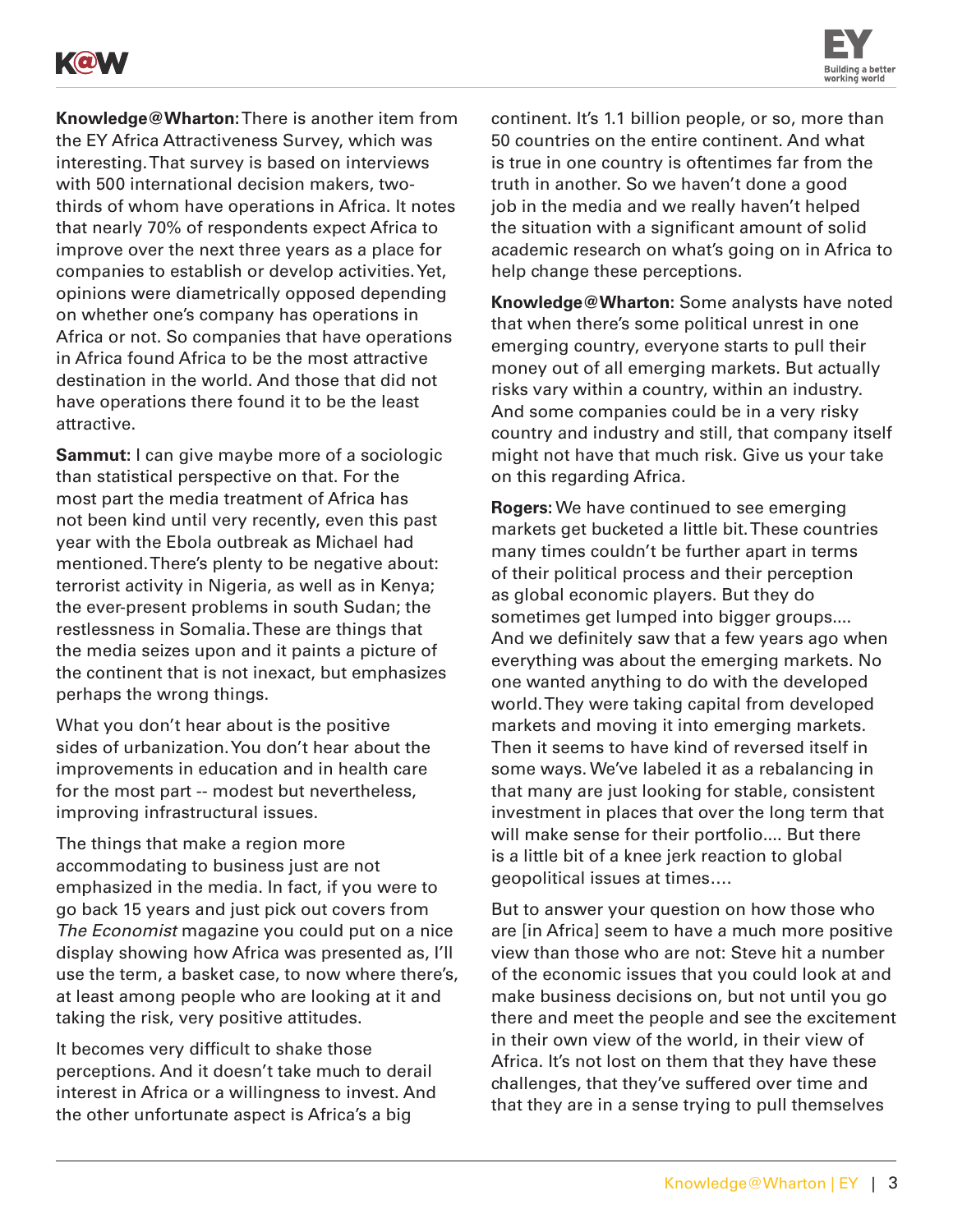**Knowledge@Wharton:** There is another item from the EY Africa Attractiveness Survey, which was interesting. That survey is based on interviews with 500 international decision makers, two-thirds of whom have operations in Africa. It notes that nearly 70% of respondents expect Africa to improve over the next three years as a place for companies to establish or develop activities. Yet, opinions were diametrically opposed depending on whether one's company has operations in Africa or not. So companies that have operations in Africa found Africa to be the most attractive destination in the world. And those that did not have operations there found it to be the least attractive.

**Sammut:** I can give maybe more of a sociologic than statistical perspective on that. For the most part the media treatment of Africa has not been kind until very recently, even this past year with the Ebola outbreak as Michael had mentioned. There's plenty to be negative about: terrorist activity in Nigeria, as well as in Kenya; the ever-present problems in south Sudan; the restlessness in Somalia. These are things that the media seizes upon and it paints a picture of the continent that is not inexact, but emphasizes perhaps the wrong things.

What you don't hear about is the positive sides of urbanization. You don't hear about the improvements in education and in health care for the most part -- modest but nevertheless, improving infrastructural issues.

The things that make a region more accommodating to business just are not emphasized in the media. In fact, if you were to go back 15 years and just pick out covers from *The Economist* magazine you could put on a nice display showing how Africa was presented as, I'll use the term, a basket case, to now where there's, at least among people who are looking at it and taking the risk, very positive attitudes.

It becomes very difficult to shake those perceptions. And it doesn't take much to derail interest in Africa or a willingness to invest. And the other unfortunate aspect is Africa's a big continent. It's 1.1 billion people, or so, more than 50 countries on the entire continent. And what is true in one country is oftentimes far from the truth in another. So we haven't done a good job in the media and we really haven't helped the situation with a significant amount of solid academic research on what's going on in Africa to help change these perceptions.

**Knowledge@Wharton:** Some analysts have noted that when there's some political unrest in one emerging country, everyone starts to pull their money out of all emerging markets. But actually risks vary within a country, within an industry. And some companies could be in a very risky country and industry and still, that company itself might not have that much risk. Give us your take on this regarding Africa.

**Rogers:** We have continued to see emerging markets get bucketed a little bit. These countries many times couldn't be further apart in terms of their political process and their perception as global economic players. But they do sometimes get lumped into bigger groups.... And we definitely saw that a few years ago when everything was about the emerging markets. No one wanted anything to do with the developed world. They were taking capital from developed markets and moving it into emerging markets. Then it seems to have kind of reversed itself in some ways. We've labeled it as a rebalancing in that many are just looking for stable, consistent investment in places that over the long term that will make sense for their portfolio.... But there is a little bit of a knee jerk reaction to global geopolitical issues at times....

But to answer your question on how those who are [in Africa] seem to have a much more positive view than those who are not: Steve hit a number of the economic issues that you could look at and make business decisions on, but not until you go there and meet the people and see the excitement in their own view of the world, in their view of Africa. It's not lost on them that they have these challenges, that they've suffered over time and that they are in a sense trying to pull themselves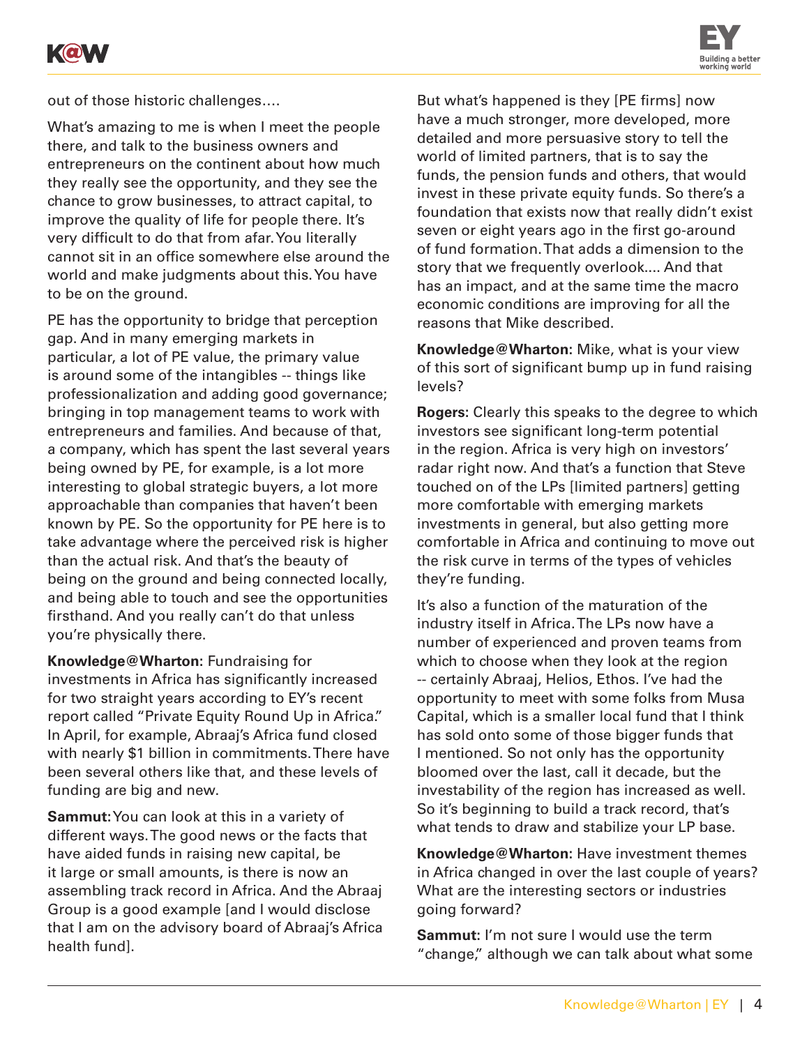out of those historic challenges….

What's amazing to me is when I meet the people there, and talk to the business owners and entrepreneurs on the continent about how much they really see the opportunity, and they see the chance to grow businesses, to attract capital, to improve the quality of life for people there. It's very difficult to do that from afar. You literally cannot sit in an office somewhere else around the world and make judgments about this. You have to be on the ground.

PE has the opportunity to bridge that perception gap. And in many emerging markets in particular, a lot of PE value, the primary value is around some of the intangibles -- things like professionalization and adding good governance; bringing in top management teams to work with entrepreneurs and families. And because of that, a company, which has spent the last several years being owned by PE, for example, is a lot more interesting to global strategic buyers, a lot more approachable than companies that haven't been known by PE. So the opportunity for PE here is to take advantage where the perceived risk is higher than the actual risk. And that's the beauty of being on the ground and being connected locally, and being able to touch and see the opportunities firsthand. And you really can't do that unless you're physically there.

**Knowledge@Wharton:** Fundraising for investments in Africa has significantly increased for two straight years according to EY's recent report called "Private Equity Round Up in Africa." In April, for example, Abraaj's Africa fund closed with nearly $1 billion in commitments. There have been several others like that, and these levels of funding are big and new.

**Sammut:** You can look at this in a variety of different ways. The good news or the facts that have aided funds in raising new capital, be it large or small amounts, is there is now an assembling track record in Africa. And the Abraaj Group is a good example [and I would disclose that I am on the advisory board of Abraaj's Africa health fund].

But what's happened is they [PE firms] now have a much stronger, more developed, more detailed and more persuasive story to tell the world of limited partners, that is to say the funds, the pension funds and others, that would invest in these private equity funds. So there's a foundation that exists now that really didn't exist seven or eight years ago in the first go-around of fund formation. That adds a dimension to the story that we frequently overlook…. And that has an impact, and at the same time the macro economic conditions are improving for all the reasons that Mike described.

**Knowledge@Wharton:** Mike, what is your view of this sort of significant bump up in fund raising levels?

**Rogers:** Clearly this speaks to the degree to which investors see significant long-term potential in the region. Africa is very high on investors' radar right now. And that's a function that Steve touched on of the LPs [limited partners] getting more comfortable with emerging markets investments in general, but also getting more comfortable in Africa and continuing to move out the risk curve in terms of the types of vehicles they're funding.

It's also a function of the maturation of the industry itself in Africa. The LPs now have a number of experienced and proven teams from which to choose when they look at the region -- certainly Abraaj, Helios, Ethos. I've had the opportunity to meet with some folks from Musa Capital, which is a smaller local fund that I think has sold onto some of those bigger funds that I mentioned. So not only has the opportunity bloomed over the last, call it decade, but the investability of the region has increased as well. So it's beginning to build a track record, that's what tends to draw and stabilize your LP base.

**Knowledge@Wharton:** Have investment themes in Africa changed in over the last couple of years? What are the interesting sectors or industries going forward?

**Sammut:** I'm not sure I would use the term "change," although we can talk about what some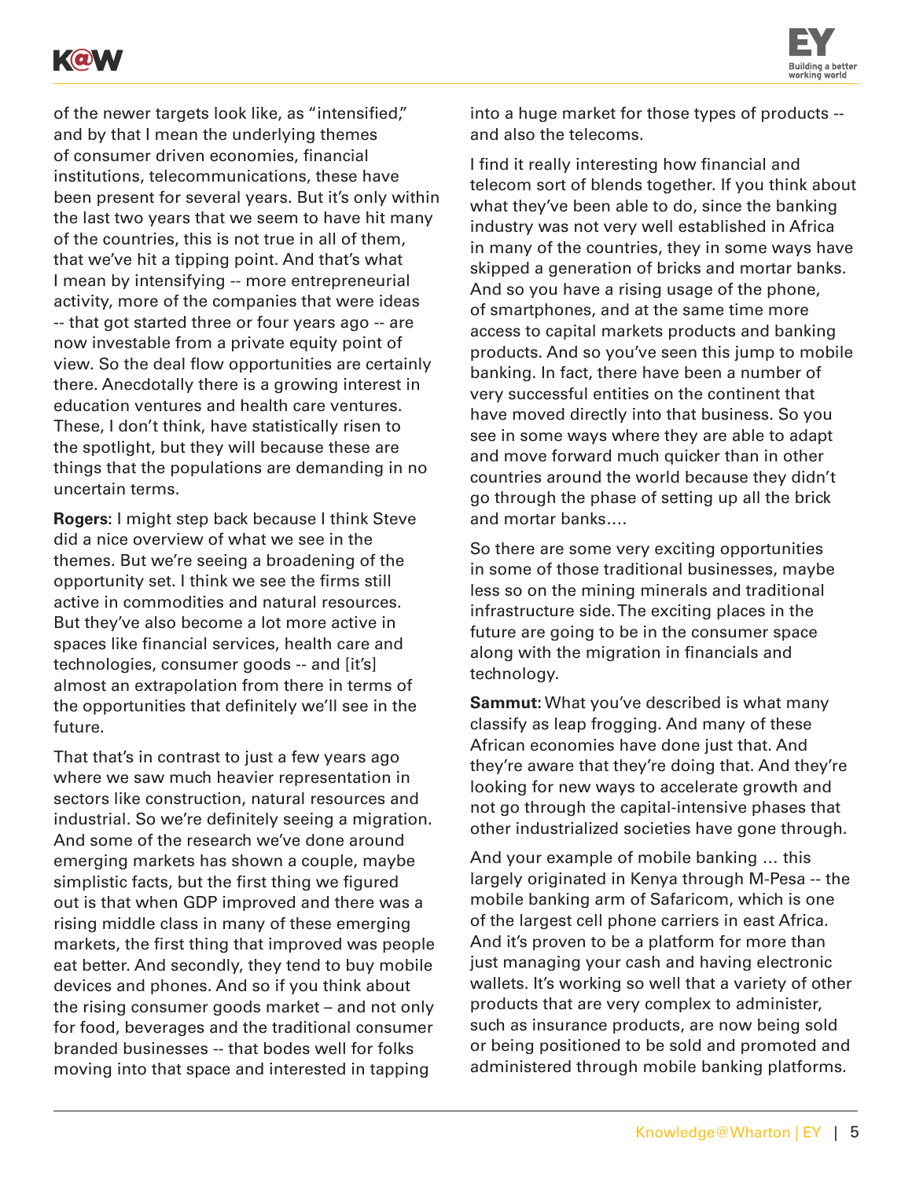of the newer targets look like, as "intensified," and by that I mean the underlying themes of consumer driven economies, financial institutions, telecommunications, these have been present for several years. But it's only within the last two years that we seem to have hit many of the countries, this is not true in all of them, that we've hit a tipping point. And that's what I mean by intensifying -- more entrepreneurial activity, more of the companies that were ideas -- that got started three or four years ago -- are now investable from a private equity point of view. So the deal flow opportunities are certainly there. Anecdotally there is a growing interest in education ventures and health care ventures. These, I don't think, have statistically risen to the spotlight, but they will because these are things that the populations are demanding in no uncertain terms.

**Rogers:** I might step back because I think Steve did a nice overview of what we see in the themes. But we're seeing a broadening of the opportunity set. I think we see the firms still active in commodities and natural resources. But they've also become a lot more active in spaces like financial services, health care and technologies, consumer goods -- and [it's] almost an extrapolation from there in terms of the opportunities that definitely we'll see in the future.

That that's in contrast to just a few years ago where we saw much heavier representation in sectors like construction, natural resources and industrial. So we're definitely seeing a migration. And some of the research we've done around emerging markets has shown a couple, maybe simplistic facts, but the first thing we figured out is that when GDP improved and there was a rising middle class in many of these emerging markets, the first thing that improved was people eat better. And secondly, they tend to buy mobile devices and phones. And so if you think about the rising consumer goods market – and not only for food, beverages and the traditional consumer branded businesses -- that bodes well for folks moving into that space and interested in tapping into a huge market for those types of products -- and also the telecoms.

I find it really interesting how financial and telecom sort of blends together. If you think about what they've been able to do, since the banking industry was not very well established in Africa in many of the countries, they in some ways have skipped a generation of bricks and mortar banks. And so you have a rising usage of the phone, of smartphones, and at the same time more access to capital markets products and banking products. And so you've seen this jump to mobile banking. In fact, there have been a number of very successful entities on the continent that have moved directly into that business. So you see in some ways where they are able to adapt and move forward much quicker than in other countries around the world because they didn't go through the phase of setting up all the brick and mortar banks….

So there are some very exciting opportunities in some of those traditional businesses, maybe less so on the mining minerals and traditional infrastructure side. The exciting places in the future are going to be in the consumer space along with the migration in financials and technology.

**Sammut:** What you've described is what many classify as leap frogging. And many of these African economies have done just that. And they're aware that they're doing that. And they're looking for new ways to accelerate growth and not go through the capital-intensive phases that other industrialized societies have gone through.

And your example of mobile banking … this largely originated in Kenya through M-Pesa -- the mobile banking arm of Safaricom, which is one of the largest cell phone carriers in east Africa. And it's proven to be a platform for more than just managing your cash and having electronic wallets. It's working so well that a variety of other products that are very complex to administer, such as insurance products, are now being sold or being positioned to be sold and promoted and administered through mobile banking platforms.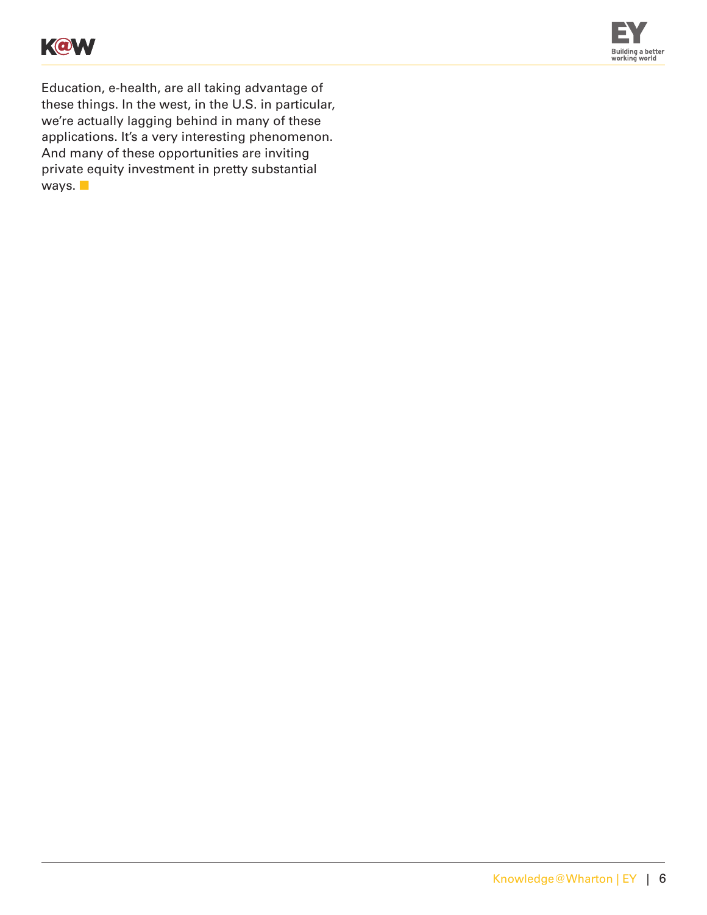Education, e-health, are all taking advantage of these things. In the west, in the U.S. in particular, we're actually lagging behind in many of these applications. It's a very interesting phenomenon. And many of these opportunities are inviting private equity investment in pretty substantial ways. ■